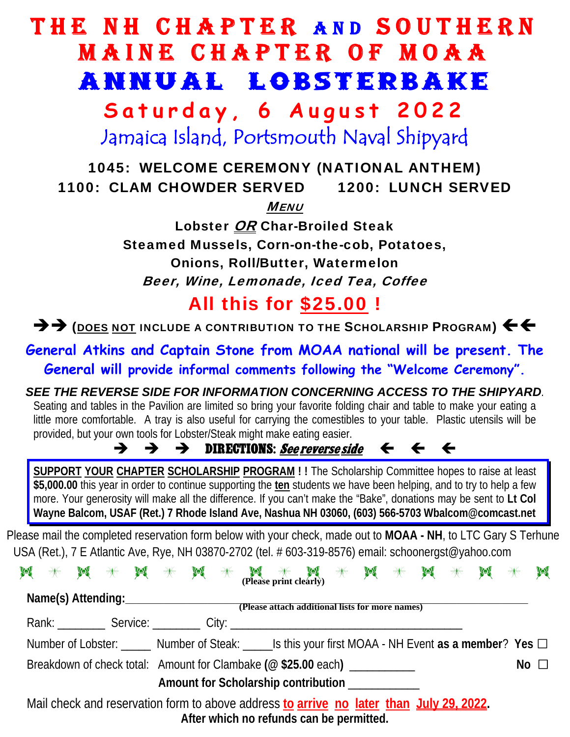# THE NH CHAPTER AND SOUTHERN MAINE CHAPTER OF MOAA

# ANNUAL LOBSTERBAKE

## Saturday, 6 August 2022

## Jamaica Island, Portsmouth Naval Shipyard

**1045: WELCOME CEREMONY (NATIONAL ANTHEM)**

**1100: CLAM CHOWDER SERVED 1200: LUNCH SERVED**

***MENU***

**Lobster *OR* Char-Broiled Steak**

**Steamed Mussels, Corn-on-the-cob, Potatoes,**

**Onions, Roll/Butter, Watermelon**

***Beer, Wine, Lemonade, Iced Tea, Coffee***

## All this for $25.00 !

➔➔ **(DOES NOT INCLUDE A CONTRIBUTION TO THE SCHOLARSHIP PROGRAM)** ←←

**General Atkins and Captain Stone from MOAA national will be present. The General will provide informal comments following the "Welcome Ceremony".**

***SEE THE REVERSE SIDE FOR INFORMATION CONCERNING ACCESS TO THE SHIPYARD.***

Seating and tables in the Pavilion are limited so bring your favorite folding chair and table to make your eating a little more comfortable. A tray is also useful for carrying the comestibles to your table. Plastic utensils will be provided, but your own tools for Lobster/Steak might make eating easier.

➔ ➔ ➔ **DIRECTIONS: *See reverse side*** ← ← ←

**SUPPORT YOUR CHAPTER SCHOLARSHIP PROGRAM ! !** The Scholarship Committee hopes to raise at least **$5,000.00** this year in order to continue supporting the **ten** students we have been helping, and to try to help a few more. Your generosity will make all the difference. If you can't make the "Bake", donations may be sent to **Lt Col Wayne Balcom, USAF (Ret.) 7 Rhode Island Ave, Nashua NH 03060, (603) 566-5703 Wbalcom@comcast.net**

Please mail the completed reservation form below with your check, made out to **MOAA - NH**, to LTC Gary S Terhune USA (Ret.), 7 E Atlantic Ave, Rye, NH 03870-2702 (tel. # 603-319-8576) email: schoonergst@yahoo.com

**(Please print clearly)**

**Name(s) Attending:** ______________________________________________
**(Please attach additional lists for more names)**

Rank: ________ Service: ________ City: ______________________________________

Number of Lobster: _____ Number of Steak: _____ Is this your first MOAA - NH Event **as a member**? **Yes** ☐ **No** ☐

Breakdown of check total: Amount for Clambake **(@ $25.00** each**)** __________

**Amount for Scholarship contribution** ___________

Mail check and reservation form to above address **to arrive no later than July 29, 2022.**

**After which no refunds can be permitted.**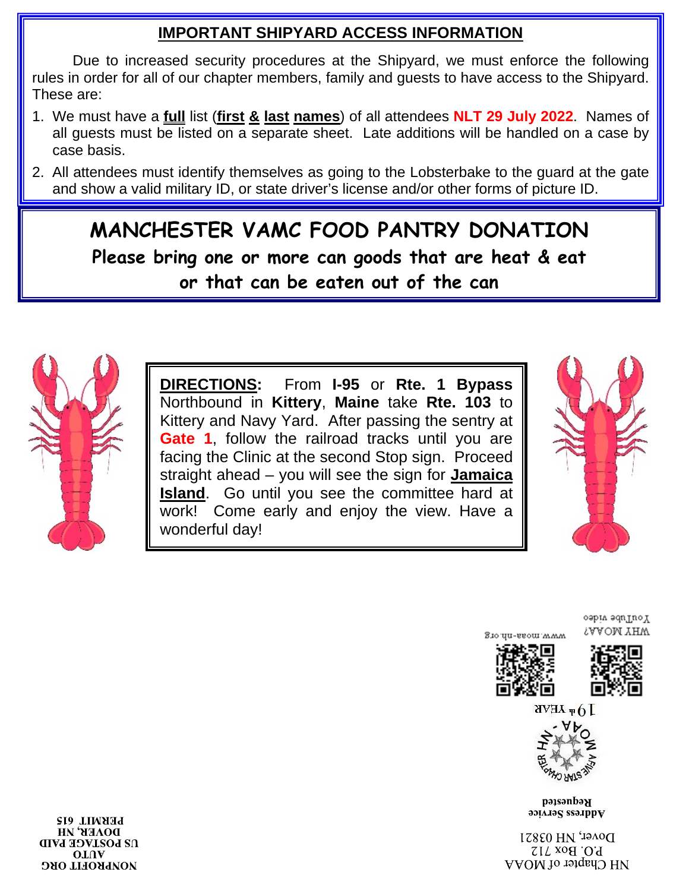## IMPORTANT SHIPYARD ACCESS INFORMATION

Due to increased security procedures at the Shipyard, we must enforce the following rules in order for all of our chapter members, family and guests to have access to the Shipyard. These are:

1. We must have a **full** list (**first & last names**) of all attendees **NLT 29 July 2022**. Names of all guests must be listed on a separate sheet. Late additions will be handled on a case by case basis.
2. All attendees must identify themselves as going to the Lobsterbake to the guard at the gate and show a valid military ID, or state driver's license and/or other forms of picture ID.

# MANCHESTER VAMC FOOD PANTRY DONATION

**Please bring one or more can goods that are heat & eat or that can be eaten out of the can**

**DIRECTIONS:** From **I-95** or **Rte. 1 Bypass** Northbound in **Kittery**, **Maine** take **Rte. 103** to Kittery and Navy Yard. After passing the sentry at **Gate 1**, follow the railroad tracks until you are facing the Clinic at the second Stop sign. Proceed straight ahead – you will see the sign for **Jamaica Island**. Go until you see the committee hard at work! Come early and enjoy the view. Have a wonderful day!

WHY MOAA?
YouTube video

www.moaa-nh.org

19th YEAR

MOAA - NH
A FIVE STAR CHAPTER

**Address Service Requested**

NH Chapter of MOAA
P.O. Box 712
Dover, NH 03821

**NONPROFIT ORG**
**AUTO**
**US POSTAGE PAID**
**DOVER, NH**
**PERMIT 615**